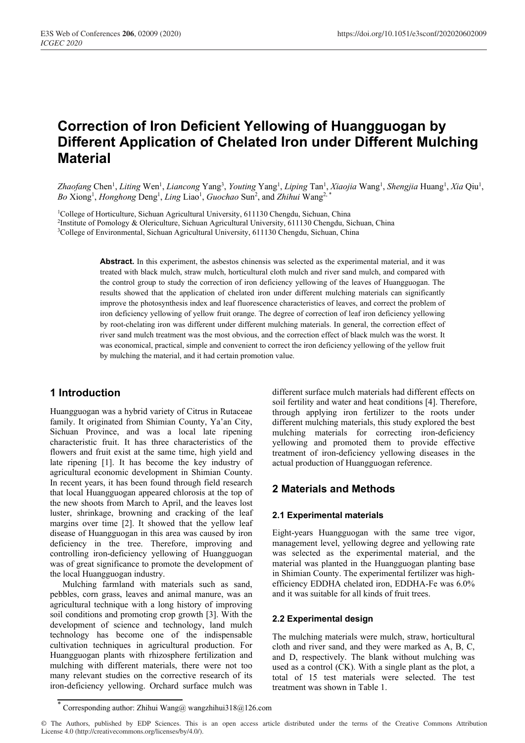# Correction of Iron Deficient Yellowing of Huangguogan by Different Application of Chelated Iron under Different Mulching Material

*Zhaofang* Chen[1], *Liting* Wen[1], *Liancong* Yang[3], *Youting* Yang[1], *Liping* Tan[1], *Xiaojia* Wang[1], *Shengjia* Huang[1], *Xia* Qiu[1], *Bo* Xiong[1], *Honghong* Deng[1], *Ling* Liao[1], *Guochao* Sun[2], and *Zhihui* Wang[2,*]

[1]College of Horticulture, Sichuan Agricultural University, 611130 Chengdu, Sichuan, China
[2]Institute of Pomology & Olericulture, Sichuan Agricultural University, 611130 Chengdu, Sichuan, China
[3]College of Environmental, Sichuan Agricultural University, 611130 Chengdu, Sichuan, China

**Abstract.** In this experiment, the asbestos chinensis was selected as the experimental material, and it was treated with black mulch, straw mulch, horticultural cloth mulch and river sand mulch, and compared with the control group to study the correction of iron deficiency yellowing of the leaves of Huangguogan. The results showed that the application of chelated iron under different mulching materials can significantly improve the photosynthesis index and leaf fluorescence characteristics of leaves, and correct the problem of iron deficiency yellowing of yellow fruit orange. The degree of correction of leaf iron deficiency yellowing by root-chelating iron was different under different mulching materials. In general, the correction effect of river sand mulch treatment was the most obvious, and the correction effect of black mulch was the worst. It was economical, practical, simple and convenient to correct the iron deficiency yellowing of the yellow fruit by mulching the material, and it had certain promotion value.

## 1 Introduction

Huangguogan was a hybrid variety of Citrus in Rutaceae family. It originated from Shimian County, Ya'an City, Sichuan Province, and was a local late ripening characteristic fruit. It has three characteristics of the flowers and fruit exist at the same time, high yield and late ripening [1]. It has become the key industry of agricultural economic development in Shimian County. In recent years, it has been found through field research that local Huangguogan appeared chlorosis at the top of the new shoots from March to April, and the leaves lost luster, shrinkage, browning and cracking of the leaf margins over time [2]. It showed that the yellow leaf disease of Huangguogan in this area was caused by iron deficiency in the tree. Therefore, improving and controlling iron-deficiency yellowing of Huangguogan was of great significance to promote the development of the local Huangguogan industry.

Mulching farmland with materials such as sand, pebbles, corn grass, leaves and animal manure, was an agricultural technique with a long history of improving soil conditions and promoting crop growth [3]. With the development of science and technology, land mulch technology has become one of the indispensable cultivation techniques in agricultural production. For Huangguogan plants with rhizosphere fertilization and mulching with different materials, there were not too many relevant studies on the corrective research of its iron-deficiency yellowing. Orchard surface mulch was different surface mulch materials had different effects on soil fertility and water and heat conditions [4]. Therefore, through applying iron fertilizer to the roots under different mulching materials, this study explored the best mulching materials for correcting iron-deficiency yellowing and promoted them to provide effective treatment of iron-deficiency yellowing diseases in the actual production of Huangguogan reference.

## 2 Materials and Methods

### 2.1 Experimental materials

Eight-years Huangguogan with the same tree vigor, management level, yellowing degree and yellowing rate was selected as the experimental material, and the material was planted in the Huangguogan planting base in Shimian County. The experimental fertilizer was high-efficiency EDDHA chelated iron, EDDHA-Fe was 6.0% and it was suitable for all kinds of fruit trees.

### 2.2 Experimental design

The mulching materials were mulch, straw, horticultural cloth and river sand, and they were marked as A, B, C, and D, respectively. The blank without mulching was used as a control (CK). With a single plant as the plot, a total of 15 test materials were selected. The test treatment was shown in Table 1.

[*] Corresponding author: Zhihui Wang@ wangzhihui318@126.com

© The Authors, published by EDP Sciences. This is an open access article distributed under the terms of the Creative Commons Attribution License 4.0 (http://creativecommons.org/licenses/by/4.0/).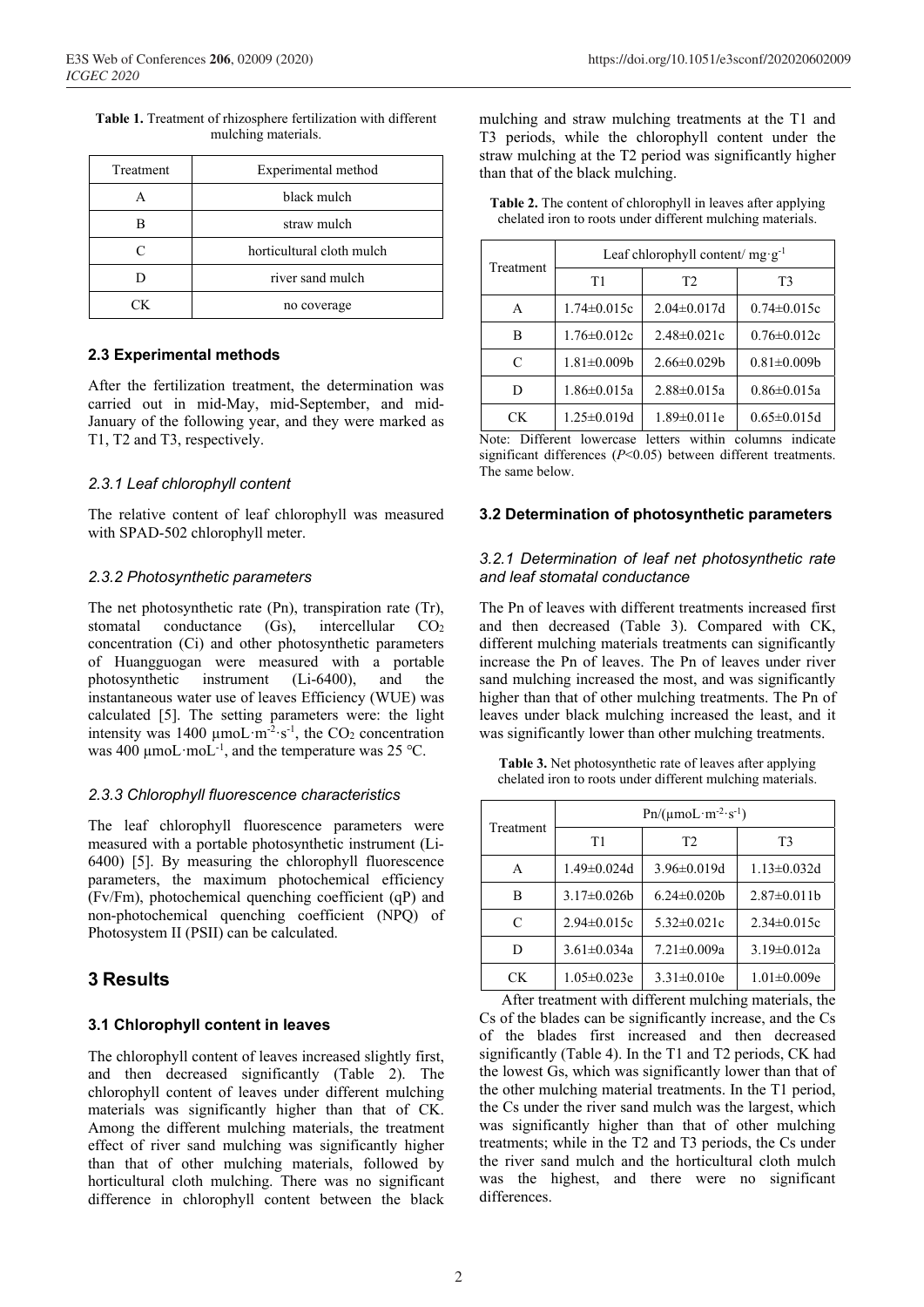**Table 1.** Treatment of rhizosphere fertilization with different mulching materials.

| Treatment | Experimental method |
|---|---|
| A | black mulch |
| B | straw mulch |
| C | horticultural cloth mulch |
| D | river sand mulch |
| CK | no coverage |

### 2.3 Experimental methods

After the fertilization treatment, the determination was carried out in mid-May, mid-September, and mid-January of the following year, and they were marked as T1, T2 and T3, respectively.

#### *2.3.1 Leaf chlorophyll content*

The relative content of leaf chlorophyll was measured with SPAD-502 chlorophyll meter.

#### *2.3.2 Photosynthetic parameters*

The net photosynthetic rate (Pn), transpiration rate (Tr), stomatal conductance (Gs), intercellular $CO_2$ concentration (Ci) and other photosynthetic parameters of Huangguogan were measured with a portable photosynthetic instrument (Li-6400), and the instantaneous water use of leaves Efficiency (WUE) was calculated [5]. The setting parameters were: the light intensity was 1400 $\mu$moL$\cdot$m$^{-2}\cdot$s$^{-1}$, the $CO_2$ concentration was 400 $\mu$moL$\cdot$moL$^{-1}$, and the temperature was 25 ℃.

#### *2.3.3 Chlorophyll fluorescence characteristics*

The leaf chlorophyll fluorescence parameters were measured with a portable photosynthetic instrument (Li-6400) [5]. By measuring the chlorophyll fluorescence parameters, the maximum photochemical efficiency (Fv/Fm), photochemical quenching coefficient (qP) and non-photochemical quenching coefficient (NPQ) of Photosystem II (PSII) can be calculated.

## 3 Results

### 3.1 Chlorophyll content in leaves

The chlorophyll content of leaves increased slightly first, and then decreased significantly (Table 2). The chlorophyll content of leaves under different mulching materials was significantly higher than that of CK. Among the different mulching materials, the treatment effect of river sand mulching was significantly higher than that of other mulching materials, followed by horticultural cloth mulching. There was no significant difference in chlorophyll content between the black mulching and straw mulching treatments at the T1 and T3 periods, while the chlorophyll content under the straw mulching at the T2 period was significantly higher than that of the black mulching.

**Table 2.** The content of chlorophyll in leaves after applying chelated iron to roots under different mulching materials.

| Treatment | Leaf chlorophyll content/ mg$\cdot$g$^{-1}$ | | |
|---|---|---|---|
| | T1 | T2 | T3 |
| A | 1.74±0.015c | 2.04±0.017d | 0.74±0.015c |
| B | 1.76±0.012c | 2.48±0.021c | 0.76±0.012c |
| C | 1.81±0.009b | 2.66±0.029b | 0.81±0.009b |
| D | 1.86±0.015a | 2.88±0.015a | 0.86±0.015a |
| CK | 1.25±0.019d | 1.89±0.011e | 0.65±0.015d |

Note: Different lowercase letters within columns indicate significant differences ($P$<0.05) between different treatments. The same below.

### 3.2 Determination of photosynthetic parameters

#### *3.2.1 Determination of leaf net photosynthetic rate and leaf stomatal conductance*

The Pn of leaves with different treatments increased first and then decreased (Table 3). Compared with CK, different mulching materials treatments can significantly increase the Pn of leaves. The Pn of leaves under river sand mulching increased the most, and was significantly higher than that of other mulching treatments. The Pn of leaves under black mulching increased the least, and it was significantly lower than other mulching treatments.

**Table 3.** Net photosynthetic rate of leaves after applying chelated iron to roots under different mulching materials.

| Treatment | Pn/($\mu$moL$\cdot$m$^{-2}\cdot$s$^{-1}$) | | |
|---|---|---|---|
| | T1 | T2 | T3 |
| A | 1.49±0.024d | 3.96±0.019d | 1.13±0.032d |
| B | 3.17±0.026b | 6.24±0.020b | 2.87±0.011b |
| C | 2.94±0.015c | 5.32±0.021c | 2.34±0.015c |
| D | 3.61±0.034a | 7.21±0.009a | 3.19±0.012a |
| CK | 1.05±0.023e | 3.31±0.010e | 1.01±0.009e |

After treatment with different mulching materials, the Cs of the blades can be significantly increase, and the Cs of the blades first increased and then decreased significantly (Table 4). In the T1 and T2 periods, CK had the lowest Gs, which was significantly lower than that of the other mulching material treatments. In the T1 period, the Cs under the river sand mulch was the largest, which was significantly higher than that of other mulching treatments; while in the T2 and T3 periods, the Cs under the river sand mulch and the horticultural cloth mulch was the highest, and there were no significant differences.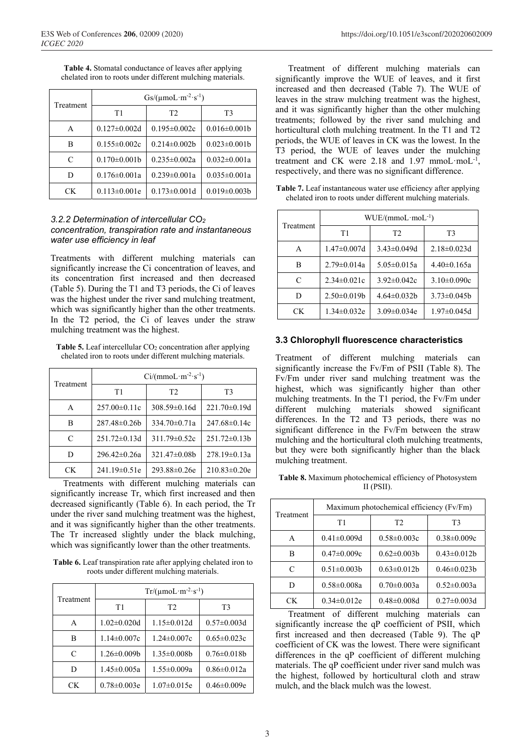**Table 4.** Stomatal conductance of leaves after applying chelated iron to roots under different mulching materials.

| Treatment | Gs/(μmoL·m$^{-2}$·s$^{-1}$) | | |
|---|---|---|---|
| | T1 | T2 | T3 |
| A | 0.127±0.002d | 0.195±0.002c | 0.016±0.001b |
| B | 0.155±0.002c | 0.214±0.002b | 0.023±0.001b |
| C | 0.170±0.001b | 0.235±0.002a | 0.032±0.001a |
| D | 0.176±0.001a | 0.239±0.001a | 0.035±0.001a |
| CK | 0.113±0.001e | 0.173±0.001d | 0.019±0.003b |

### *3.2.2 Determination of intercellular $CO_2$ concentration, transpiration rate and instantaneous water use efficiency in leaf*

Treatments with different mulching materials can significantly increase the Ci concentration of leaves, and its concentration first increased and then decreased (Table 5). During the T1 and T3 periods, the Ci of leaves was the highest under the river sand mulching treatment, which was significantly higher than the other treatments. In the T2 period, the Ci of leaves under the straw mulching treatment was the highest.

**Table 5.** Leaf intercellular $CO_2$ concentration after applying chelated iron to roots under different mulching materials.

| Treatment | Ci/(mmoL·m$^{-2}$·s$^{-1}$) | | |
|---|---|---|---|
| | T1 | T2 | T3 |
| A | 257.00±0.11c | 308.59±0.16d | 221.70±0.19d |
| B | 287.48±0.26b | 334.70±0.71a | 247.68±0.14c |
| C | 251.72±0.13d | 311.79±0.52c | 251.72±0.13b |
| D | 296.42±0.26a | 321.47±0.08b | 278.19±0.13a |
| CK | 241.19±0.51e | 293.88±0.26e | 210.83±0.20e |

Treatments with different mulching materials can significantly increase Tr, which first increased and then decreased significantly (Table 6). In each period, the Tr under the river sand mulching treatment was the highest, and it was significantly higher than the other treatments. The Tr increased slightly under the black mulching, which was significantly lower than the other treatments.

**Table 6.** Leaf transpiration rate after applying chelated iron to roots under different mulching materials.

| Treatment | Tr/(μmoL·m$^{-2}$·s$^{-1}$) | | |
|---|---|---|---|
| | T1 | T2 | T3 |
| A | 1.02±0.020d | 1.15±0.012d | 0.57±0.003d |
| B | 1.14±0.007c | 1.24±0.007c | 0.65±0.023c |
| C | 1.26±0.009b | 1.35±0.008b | 0.76±0.018b |
| D | 1.45±0.005a | 1.55±0.009a | 0.86±0.012a |
| CK | 0.78±0.003e | 1.07±0.015e | 0.46±0.009e |

Treatment of different mulching materials can significantly improve the WUE of leaves, and it first increased and then decreased (Table 7). The WUE of leaves in the straw mulching treatment was the highest, and it was significantly higher than the other mulching treatments; followed by the river sand mulching and horticultural cloth mulching treatment. In the T1 and T2 periods, the WUE of leaves in CK was the lowest. In the T3 period, the WUE of leaves under the mulching treatment and CK were 2.18 and 1.97 mmoL·moL$^{-1}$, respectively, and there was no significant difference.

**Table 7.** Leaf instantaneous water use efficiency after applying chelated iron to roots under different mulching materials.

| Treatment | WUE/(mmoL·moL$^{-1}$) | | |
|---|---|---|---|
| | T1 | T2 | T3 |
| A | 1.47±0.007d | 3.43±0.049d | 2.18±0.023d |
| B | 2.79±0.014a | 5.05±0.015a | 4.40±0.165a |
| C | 2.34±0.021c | 3.92±0.042c | 3.10±0.090c |
| D | 2.50±0.019b | 4.64±0.032b | 3.73±0.045b |
| CK | 1.34±0.032e | 3.09±0.034e | 1.97±0.045d |

## 3.3 Chlorophyll fluorescence characteristics

Treatment of different mulching materials can significantly increase the Fv/Fm of PSII (Table 8). The Fv/Fm under river sand mulching treatment was the highest, which was significantly higher than other mulching treatments. In the T1 period, the Fv/Fm under different mulching materials showed significant differences. In the T2 and T3 periods, there was no significant difference in the Fv/Fm between the straw mulching and the horticultural cloth mulching treatments, but they were both significantly higher than the black mulching treatment.

**Table 8.** Maximum photochemical efficiency of Photosystem II (PSII).

| Treatment | Maximum photochemical efficiency (Fv/Fm) | | |
|---|---|---|---|
| | T1 | T2 | T3 |
| A | 0.41±0.009d | 0.58±0.003c | 0.38±0.009c |
| B | 0.47±0.009c | 0.62±0.003b | 0.43±0.012b |
| C | 0.51±0.003b | 0.63±0.012b | 0.46±0.023b |
| D | 0.58±0.008a | 0.70±0.003a | 0.52±0.003a |
| CK | 0.34±0.012e | 0.48±0.008d | 0.27±0.003d |

Treatment of different mulching materials can significantly increase the qP coefficient of PSII, which first increased and then decreased (Table 9). The qP coefficient of CK was the lowest. There were significant differences in the qP coefficient of different mulching materials. The qP coefficient under river sand mulch was the highest, followed by horticultural cloth and straw mulch, and the black mulch was the lowest.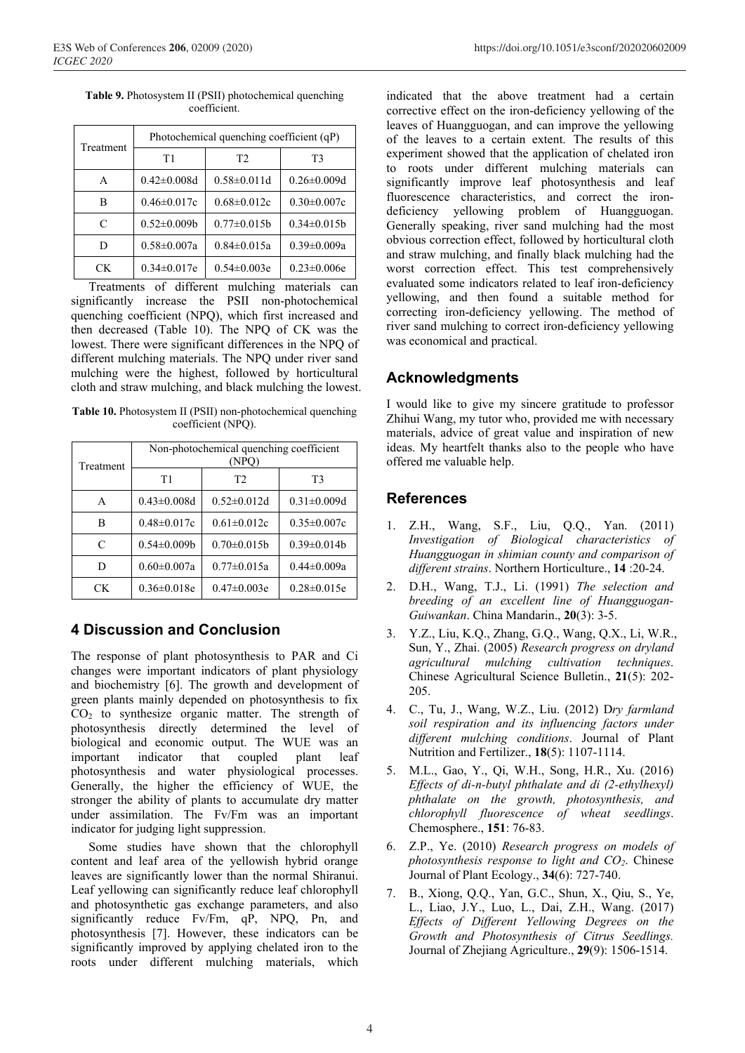**Table 9.** Photosystem II (PSII) photochemical quenching coefficient.

| Treatment | Photochemical quenching coefficient (qP) | | |
|---|---|---|---|
| | T1 | T2 | T3 |
| A | 0.42±0.008d | 0.58±0.011d | 0.26±0.009d |
| B | 0.46±0.017c | 0.68±0.012c | 0.30±0.007c |
| C | 0.52±0.009b | 0.77±0.015b | 0.34±0.015b |
| D | 0.58±0.007a | 0.84±0.015a | 0.39±0.009a |
| CK | 0.34±0.017e | 0.54±0.003e | 0.23±0.006e |

Treatments of different mulching materials can significantly increase the PSII non-photochemical quenching coefficient (NPQ), which first increased and then decreased (Table 10). The NPQ of CK was the lowest. There were significant differences in the NPQ of different mulching materials. The NPQ under river sand mulching were the highest, followed by horticultural cloth and straw mulching, and black mulching the lowest.

**Table 10.** Photosystem II (PSII) non-photochemical quenching coefficient (NPQ).

| Treatment | Non-photochemical quenching coefficient (NPQ) | | |
|---|---|---|---|
| | T1 | T2 | T3 |
| A | 0.43±0.008d | 0.52±0.012d | 0.31±0.009d |
| B | 0.48±0.017c | 0.61±0.012c | 0.35±0.007c |
| C | 0.54±0.009b | 0.70±0.015b | 0.39±0.014b |
| D | 0.60±0.007a | 0.77±0.015a | 0.44±0.009a |
| CK | 0.36±0.018e | 0.47±0.003e | 0.28±0.015e |

## 4 Discussion and Conclusion

The response of plant photosynthesis to PAR and Ci changes were important indicators of plant physiology and biochemistry [6]. The growth and development of green plants mainly depended on photosynthesis to fix $CO_2$ to synthesize organic matter. The strength of photosynthesis directly determined the level of biological and economic output. The WUE was an important indicator that coupled plant leaf photosynthesis and water physiological processes. Generally, the higher the efficiency of WUE, the stronger the ability of plants to accumulate dry matter under assimilation. The Fv/Fm was an important indicator for judging light suppression.

Some studies have shown that the chlorophyll content and leaf area of the yellowish hybrid orange leaves are significantly lower than the normal Shiranui. Leaf yellowing can significantly reduce leaf chlorophyll and photosynthetic gas exchange parameters, and also significantly reduce Fv/Fm, qP, NPQ, Pn, and photosynthesis [7]. However, these indicators can be significantly improved by applying chelated iron to the roots under different mulching materials, which indicated that the above treatment had a certain corrective effect on the iron-deficiency yellowing of the leaves of Huangguogan, and can improve the yellowing of the leaves to a certain extent. The results of this experiment showed that the application of chelated iron to roots under different mulching materials can significantly improve leaf photosynthesis and leaf fluorescence characteristics, and correct the iron-deficiency yellowing problem of Huangguogan. Generally speaking, river sand mulching had the most obvious correction effect, followed by horticultural cloth and straw mulching, and finally black mulching had the worst correction effect. This test comprehensively evaluated some indicators related to leaf iron-deficiency yellowing, and then found a suitable method for correcting iron-deficiency yellowing. The method of river sand mulching to correct iron-deficiency yellowing was economical and practical.

## Acknowledgments

I would like to give my sincere gratitude to professor Zhihui Wang, my tutor who, provided me with necessary materials, advice of great value and inspiration of new ideas. My heartfelt thanks also to the people who have offered me valuable help.

## References

1. Z.H., Wang, S.F., Liu, Q.Q., Yan. (2011) *Investigation of Biological characteristics of Huangguogan in shimian county and comparison of different strains*. Northern Horticulture., **14** :20-24.
2. D.H., Wang, T.J., Li. (1991) *The selection and breeding of an excellent line of Huangguogan-Guiwankan*. China Mandarin., **20**(3): 3-5.
3. Y.Z., Liu, K.Q., Zhang, G.Q., Wang, Q.X., Li, W.R., Sun, Y., Zhai. (2005) *Research progress on dryland agricultural mulching cultivation techniques*. Chinese Agricultural Science Bulletin., **21**(5): 202-205.
4. C., Tu, J., Wang, W.Z., Liu. (2012) D*ry farmland soil respiration and its influencing factors under different mulching conditions*. Journal of Plant Nutrition and Fertilizer., **18**(5): 1107-1114.
5. M.L., Gao, Y., Qi, W.H., Song, H.R., Xu. (2016) *Effects of di-n-butyl phthalate and di (2-ethylhexyl) phthalate on the growth, photosynthesis, and chlorophyll fluorescence of wheat seedlings*. Chemosphere., **151**: 76-83.
6. Z.P., Ye. (2010) *Research progress on models of photosynthesis response to light and $CO_2$*. Chinese Journal of Plant Ecology., **34**(6): 727-740.
7. B., Xiong, Q.Q., Yan, G.C., Shun, X., Qiu, S., Ye, L., Liao, J.Y., Luo, L., Dai, Z.H., Wang. (2017) *Effects of Different Yellowing Degrees on the Growth and Photosynthesis of Citrus Seedlings.* Journal of Zhejiang Agriculture., **29**(9): 1506-1514.